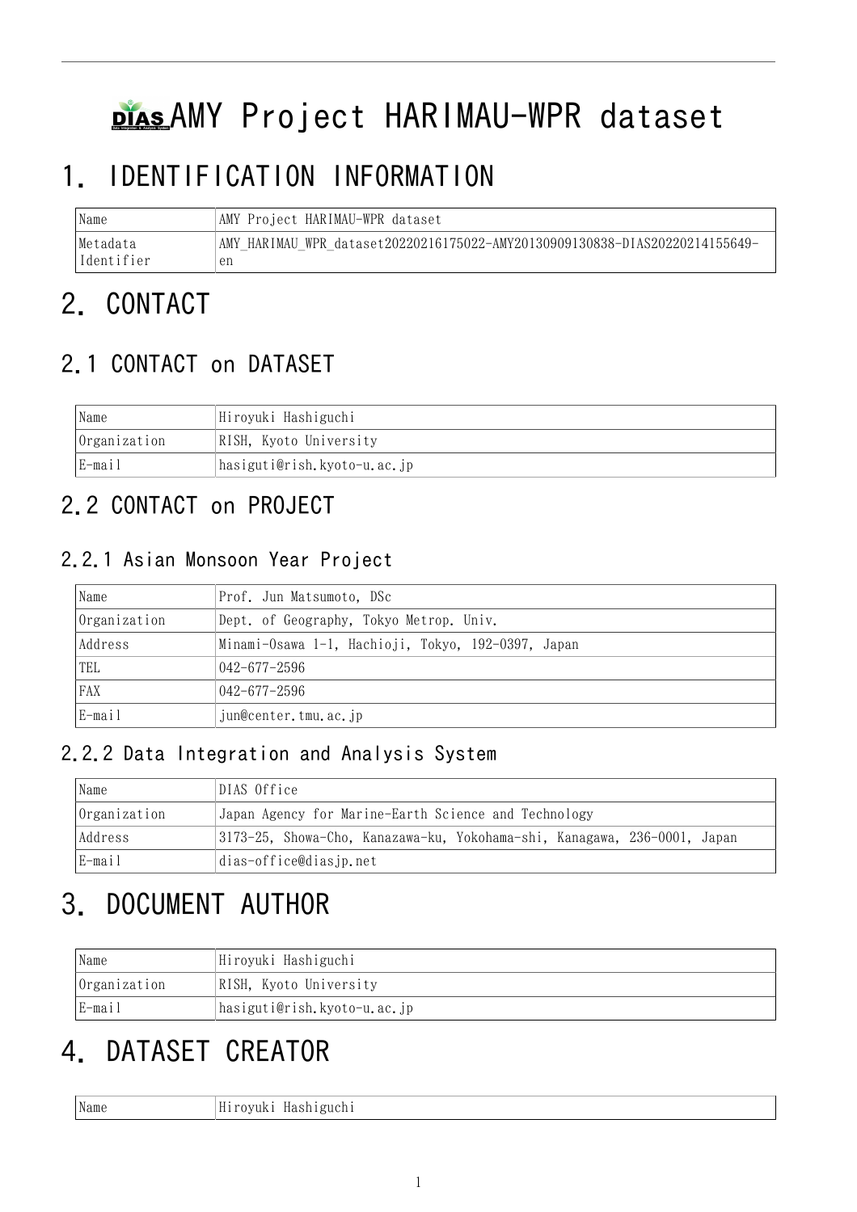# AMY Project HARIMAU-WPR dataset

# 1. IDENTIFICATION INFORMATION

| Name | AMY Project HARIMAU-WPR dataset |
|---|---|
| Metadata Identifier | AMY_HARIMAU_WPR_dataset20220216175022-AMY20130909130838-DIAS20220214155649-en |

# 2. CONTACT

## 2.1 CONTACT on DATASET

| Name | Hiroyuki Hashiguchi |
|---|---|
| Organization | RISH, Kyoto University |
| E-mail | hasiguti@rish.kyoto-u.ac.jp |

## 2.2 CONTACT on PROJECT

### 2.2.1 Asian Monsoon Year Project

| Name | Prof. Jun Matsumoto, DSc |
|---|---|
| Organization | Dept. of Geography, Tokyo Metrop. Univ. |
| Address | Minami-Osawa 1-1, Hachioji, Tokyo, 192-0397, Japan |
| TEL | 042-677-2596 |
| FAX | 042-677-2596 |
| E-mail | jun@center.tmu.ac.jp |

### 2.2.2 Data Integration and Analysis System

| Name | DIAS Office |
|---|---|
| Organization | Japan Agency for Marine-Earth Science and Technology |
| Address | 3173-25, Showa-Cho, Kanazawa-ku, Yokohama-shi, Kanagawa, 236-0001, Japan |
| E-mail | dias-office@diasjp.net |

# 3. DOCUMENT AUTHOR

| Name | Hiroyuki Hashiguchi |
|---|---|
| Organization | RISH, Kyoto University |
| E-mail | hasiguti@rish.kyoto-u.ac.jp |

# 4. DATASET CREATOR

| Name | Hiroyuki Hashiguchi |
|---|---|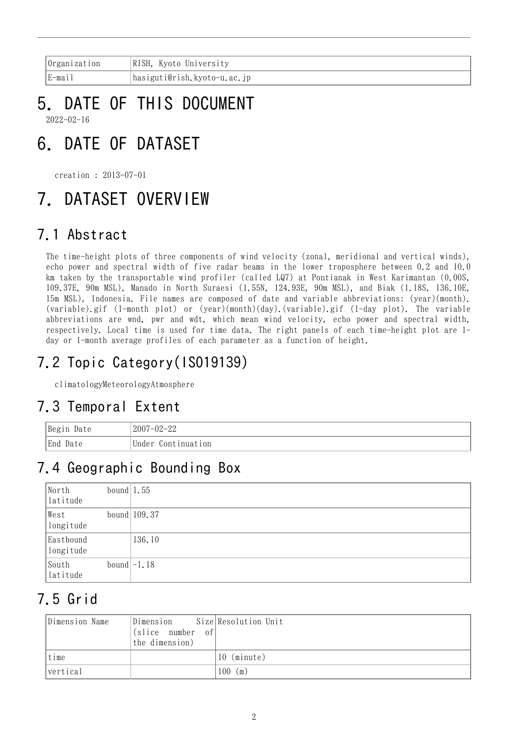| Organization | RISH, Kyoto University |
|---|---|
| E-mail | hasiguti@rish.kyoto-u.ac.jp |

# 5. DATE OF THIS DOCUMENT

2022-02-16

# 6. DATE OF DATASET

creation : 2013-07-01

# 7. DATASET OVERVIEW

## 7.1 Abstract

The time-height plots of three components of wind velocity (zonal, meridional and vertical winds), echo power and spectral width of five radar beams in the lower troposphere between 0.2 and 10.0 km taken by the transportable wind profiler (called LQ7) at Pontianak in West Karimantan (0.00S, 109.37E, 90m MSL), Manado in North Suraesi (1.55N, 124.93E, 90m MSL), and Biak (1.18S, 136.10E, 15m MSL), Indonesia. File names are composed of date and variable abbreviations: (year)(month).(variable).gif (1-month plot) or (year)(month)(day).(variable).gif (1-day plot). The variable abbreviations are wnd, pwr and wdt, which mean wind velocity, echo power and spectral width, respectively. Local time is used for time data. The right panels of each time-height plot are 1-day or 1-month average profiles of each parameter as a function of height.

## 7.2 Topic Category(ISO19139)

climatologyMeteorologyAtmosphere

## 7.3 Temporal Extent

| Begin Date | 2007-02-22 |
|---|---|
| End Date | Under Continuation |

## 7.4 Geographic Bounding Box

| North bound latitude | 1.55 |
|---|---|
| West bound longitude | 109.37 |
| Eastbound longitude | 136.10 |
| South bound latitude | -1.18 |

## 7.5 Grid

| Dimension Name | Dimension Size (slice number of the dimension) | Resolution Unit |
|---|---|---|
| time | | 10 (minute) |
| vertical | | 100 (m) |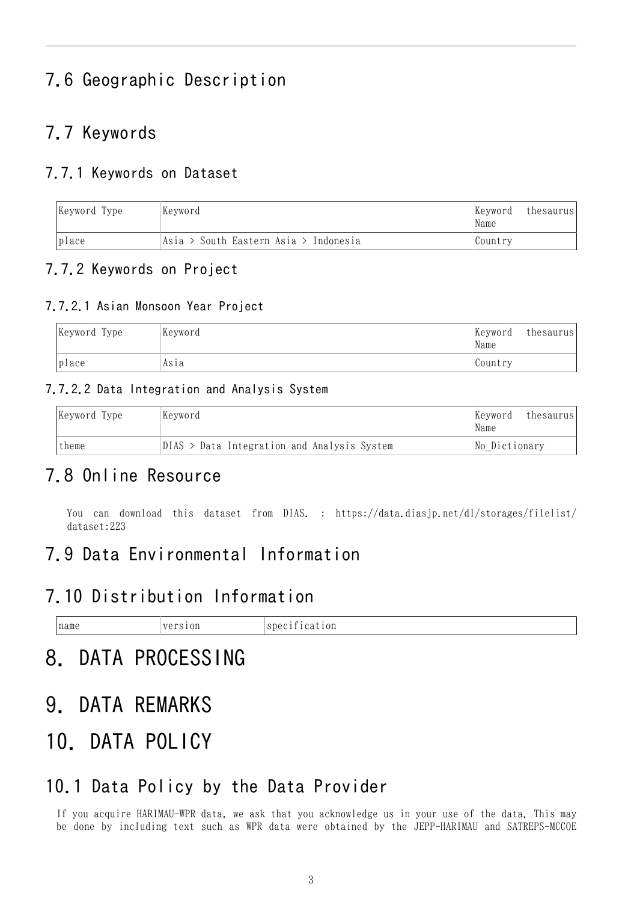## 7.6 Geographic Description

## 7.7 Keywords

### 7.7.1 Keywords on Dataset

| Keyword Type | Keyword | Keyword thesaurus Name |
|---|---|---|
| place | Asia > South Eastern Asia > Indonesia | Country |

### 7.7.2 Keywords on Project

#### 7.7.2.1 Asian Monsoon Year Project

| Keyword Type | Keyword | Keyword thesaurus Name |
|---|---|---|
| place | Asia | Country |

#### 7.7.2.2 Data Integration and Analysis System

| Keyword Type | Keyword | Keyword thesaurus Name |
|---|---|---|
| theme | DIAS > Data Integration and Analysis System | No_Dictionary |

## 7.8 Online Resource

You can download this dataset from DIAS. : https://data.diasjp.net/dl/storages/filelist/dataset:223

## 7.9 Data Environmental Information

## 7.10 Distribution Information

| name | version | specification |
|---|---|---|

# 8. DATA PROCESSING

# 9. DATA REMARKS

# 10. DATA POLICY

## 10.1 Data Policy by the Data Provider

If you acquire HARIMAU-WPR data, we ask that you acknowledge us in your use of the data. This may be done by including text such as WPR data were obtained by the JEPP-HARIMAU and SATREPS-MCCOE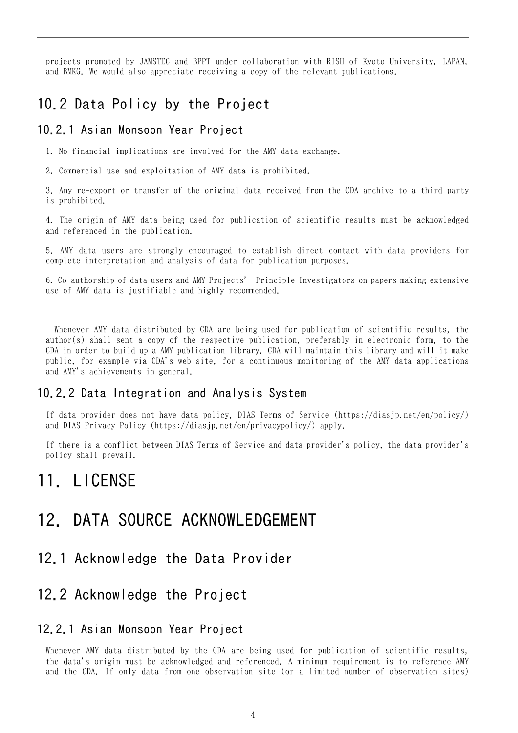projects promoted by JAMSTEC and BPPT under collaboration with RISH of Kyoto University, LAPAN, and BMKG. We would also appreciate receiving a copy of the relevant publications.

## 10.2 Data Policy by the Project

### 10.2.1 Asian Monsoon Year Project

1. No financial implications are involved for the AMY data exchange.

2. Commercial use and exploitation of AMY data is prohibited.

3. Any re-export or transfer of the original data received from the CDA archive to a third party is prohibited.

4. The origin of AMY data being used for publication of scientific results must be acknowledged and referenced in the publication.

5. AMY data users are strongly encouraged to establish direct contact with data providers for complete interpretation and analysis of data for publication purposes.

6. Co-authorship of data users and AMY Projects' Principle Investigators on papers making extensive use of AMY data is justifiable and highly recommended.

Whenever AMY data distributed by CDA are being used for publication of scientific results, the author(s) shall sent a copy of the respective publication, preferably in electronic form, to the CDA in order to build up a AMY publication library. CDA will maintain this library and will it make public, for example via CDA's web site, for a continuous monitoring of the AMY data applications and AMY's achievements in general.

### 10.2.2 Data Integration and Analysis System

If data provider does not have data policy, DIAS Terms of Service (https://diasjp.net/en/policy/) and DIAS Privacy Policy (https://diasjp.net/en/privacypolicy/) apply.

If there is a conflict between DIAS Terms of Service and data provider's policy, the data provider's policy shall prevail.

# 11. LICENSE

# 12. DATA SOURCE ACKNOWLEDGEMENT

## 12.1 Acknowledge the Data Provider

## 12.2 Acknowledge the Project

### 12.2.1 Asian Monsoon Year Project

Whenever AMY data distributed by the CDA are being used for publication of scientific results, the data's origin must be acknowledged and referenced. A minimum requirement is to reference AMY and the CDA. If only data from one observation site (or a limited number of observation sites)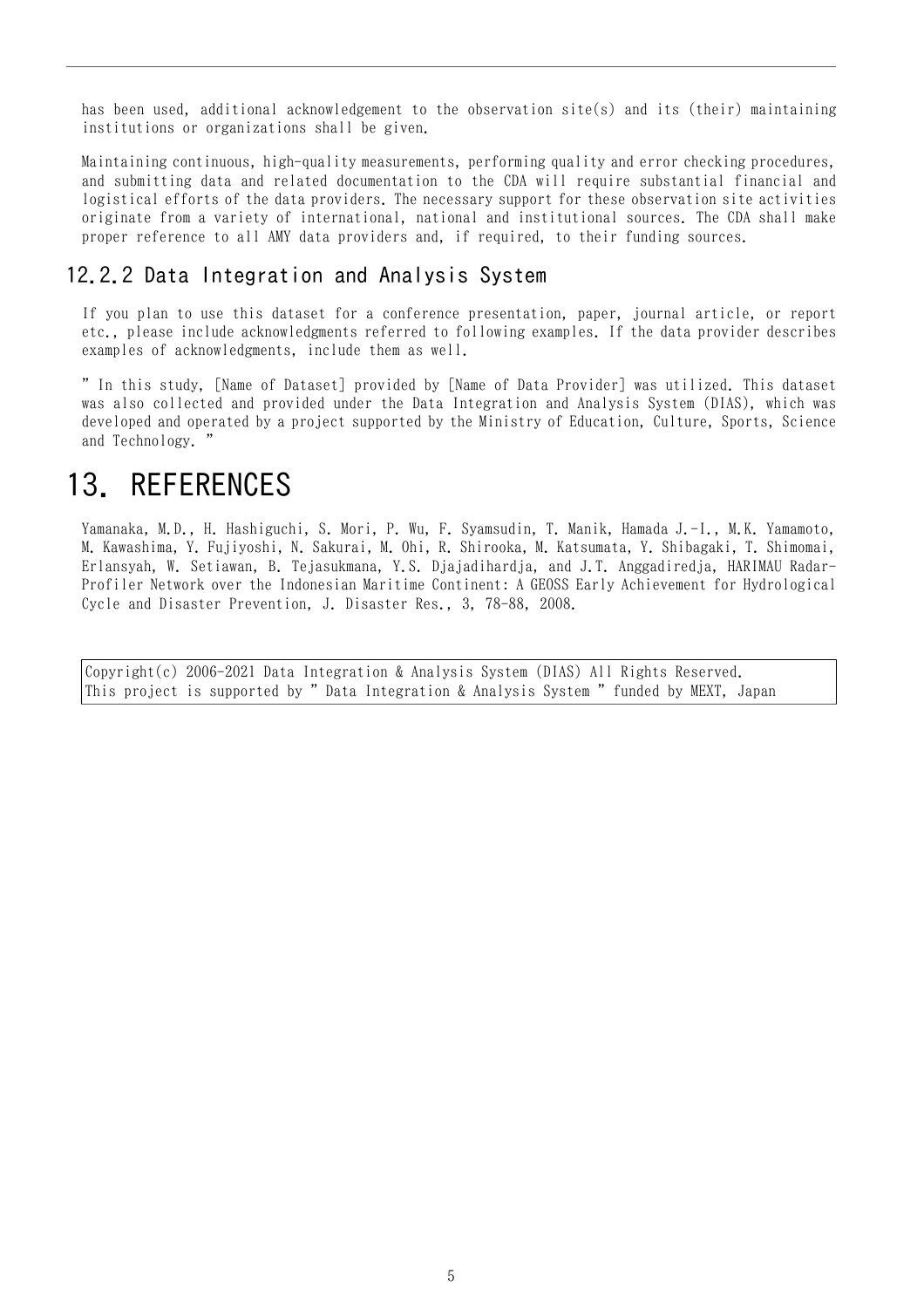has been used, additional acknowledgement to the observation site(s) and its (their) maintaining institutions or organizations shall be given.

Maintaining continuous, high-quality measurements, performing quality and error checking procedures, and submitting data and related documentation to the CDA will require substantial financial and logistical efforts of the data providers. The necessary support for these observation site activities originate from a variety of international, national and institutional sources. The CDA shall make proper reference to all AMY data providers and, if required, to their funding sources.

### 12.2.2 Data Integration and Analysis System

If you plan to use this dataset for a conference presentation, paper, journal article, or report etc., please include acknowledgments referred to following examples. If the data provider describes examples of acknowledgments, include them as well.

" In this study, [Name of Dataset] provided by [Name of Data Provider] was utilized. This dataset was also collected and provided under the Data Integration and Analysis System (DIAS), which was developed and operated by a project supported by the Ministry of Education, Culture, Sports, Science and Technology. "

# 13. REFERENCES

Yamanaka, M.D., H. Hashiguchi, S. Mori, P. Wu, F. Syamsudin, T. Manik, Hamada J.-I., M.K. Yamamoto, M. Kawashima, Y. Fujiyoshi, N. Sakurai, M. Ohi, R. Shirooka, M. Katsumata, Y. Shibagaki, T. Shimomai, Erlansyah, W. Setiawan, B. Tejasukmana, Y.S. Djajadihardja, and J.T. Anggadiredja, HARIMAU Radar-Profiler Network over the Indonesian Maritime Continent: A GEOSS Early Achievement for Hydrological Cycle and Disaster Prevention, J. Disaster Res., 3, 78-88, 2008.

Copyright(c) 2006-2021 Data Integration & Analysis System (DIAS) All Rights Reserved.
This project is supported by " Data Integration & Analysis System " funded by MEXT, Japan